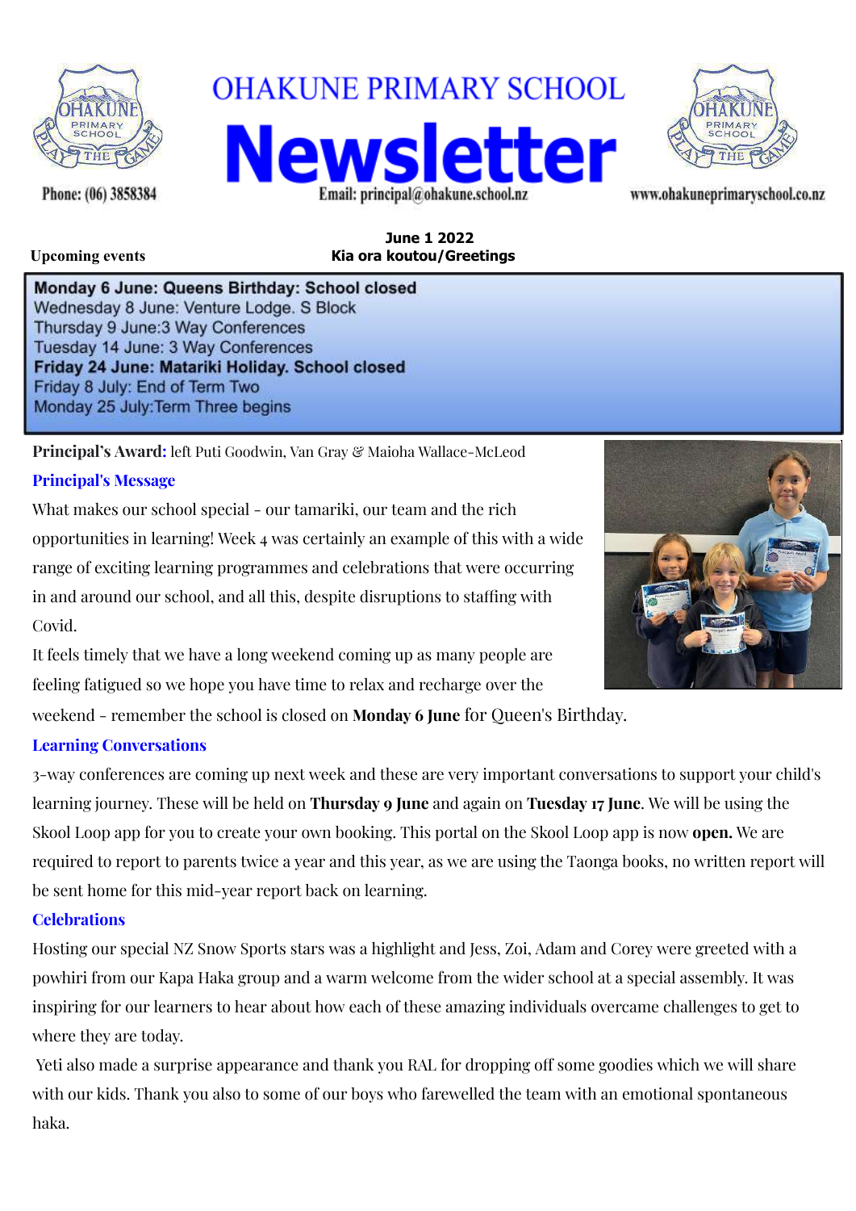# OHAKUNE PRIMARY SCHOOL Newsletter

Phone: (06) 3858384

Email: principal@ohakune.school.nz

www.ohakuneprimaryschool.co.nz

**June 1 2022**
**Kia ora koutou/Greetings**

**Upcoming events**

**Monday 6 June: Queens Birthday: School closed**
Wednesday 8 June: Venture Lodge. S Block
Thursday 9 June:3 Way Conferences
Tuesday 14 June: 3 Way Conferences
**Friday 24 June: Matariki Holiday. School closed**
Friday 8 July: End of Term Two
Monday 25 July:Term Three begins

**Principal's Award:** left Puti Goodwin, Van Gray & Maioha Wallace-McLeod

## Principal's Message

What makes our school special - our tamariki, our team and the rich opportunities in learning! Week 4 was certainly an example of this with a wide range of exciting learning programmes and celebrations that were occurring in and around our school, and all this, despite disruptions to staffing with Covid.

It feels timely that we have a long weekend coming up as many people are feeling fatigued so we hope you have time to relax and recharge over the weekend - remember the school is closed on **Monday 6 June** for Queen's Birthday.

## Learning Conversations

3-way conferences are coming up next week and these are very important conversations to support your child's learning journey. These will be held on **Thursday 9 June** and again on **Tuesday 17 June**. We will be using the Skool Loop app for you to create your own booking. This portal on the Skool Loop app is now **open.** We are required to report to parents twice a year and this year, as we are using the Taonga books, no written report will be sent home for this mid-year report back on learning.

## Celebrations

Hosting our special NZ Snow Sports stars was a highlight and Jess, Zoi, Adam and Corey were greeted with a powhiri from our Kapa Haka group and a warm welcome from the wider school at a special assembly. It was inspiring for our learners to hear about how each of these amazing individuals overcame challenges to get to where they are today.

Yeti also made a surprise appearance and thank you RAL for dropping off some goodies which we will share with our kids. Thank you also to some of our boys who farewelled the team with an emotional spontaneous haka.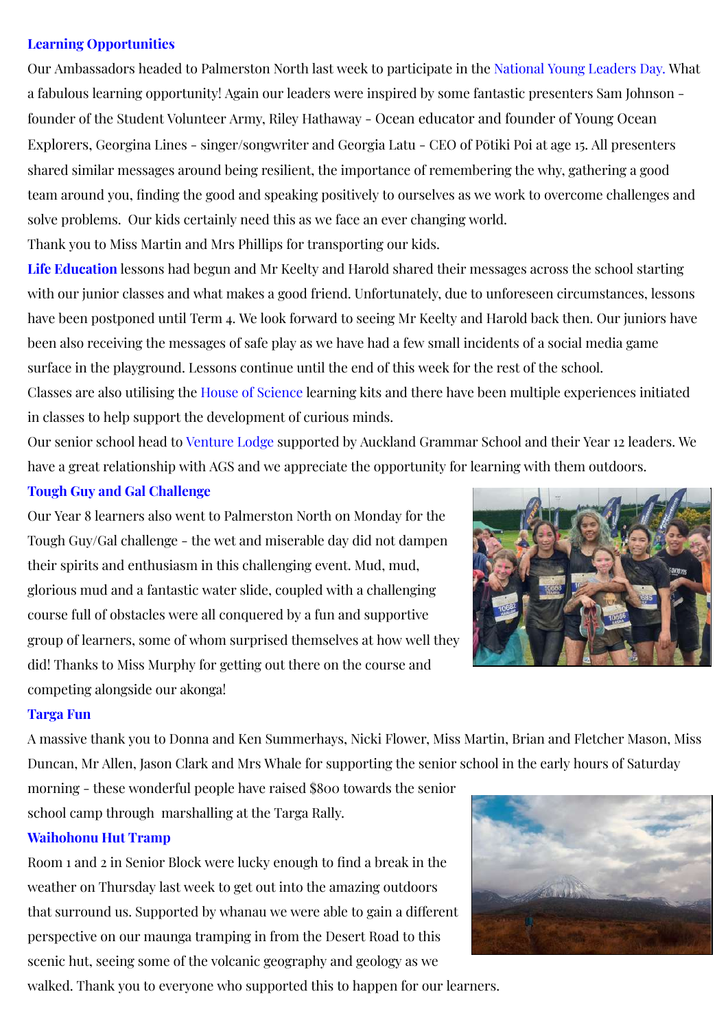## Learning Opportunities

Our Ambassadors headed to Palmerston North last week to participate in the National Young Leaders Day. What a fabulous learning opportunity! Again our leaders were inspired by some fantastic presenters Sam Johnson - founder of the Student Volunteer Army, Riley Hathaway - Ocean educator and founder of Young Ocean Explorers, Georgina Lines - singer/songwriter and Georgia Latu - CEO of Pōtiki Poi at age 15. All presenters shared similar messages around being resilient, the importance of remembering the why, gathering a good team around you, finding the good and speaking positively to ourselves as we work to overcome challenges and solve problems. Our kids certainly need this as we face an ever changing world.

Thank you to Miss Martin and Mrs Phillips for transporting our kids.

**Life Education** lessons had begun and Mr Keelty and Harold shared their messages across the school starting with our junior classes and what makes a good friend. Unfortunately, due to unforeseen circumstances, lessons have been postponed until Term 4. We look forward to seeing Mr Keelty and Harold back then. Our juniors have been also receiving the messages of safe play as we have had a few small incidents of a social media game surface in the playground. Lessons continue until the end of this week for the rest of the school.

Classes are also utilising the House of Science learning kits and there have been multiple experiences initiated in classes to help support the development of curious minds.

Our senior school head to Venture Lodge supported by Auckland Grammar School and their Year 12 leaders. We have a great relationship with AGS and we appreciate the opportunity for learning with them outdoors.

## Tough Guy and Gal Challenge

Our Year 8 learners also went to Palmerston North on Monday for the Tough Guy/Gal challenge - the wet and miserable day did not dampen their spirits and enthusiasm in this challenging event. Mud, mud, glorious mud and a fantastic water slide, coupled with a challenging course full of obstacles were all conquered by a fun and supportive group of learners, some of whom surprised themselves at how well they did! Thanks to Miss Murphy for getting out there on the course and competing alongside our akonga!

## Targa Fun

A massive thank you to Donna and Ken Summerhays, Nicki Flower, Miss Martin, Brian and Fletcher Mason, Miss Duncan, Mr Allen, Jason Clark and Mrs Whale for supporting the senior school in the early hours of Saturday morning - these wonderful people have raised $800 towards the senior school camp through marshalling at the Targa Rally.

## Waihohonu Hut Tramp

Room 1 and 2 in Senior Block were lucky enough to find a break in the weather on Thursday last week to get out into the amazing outdoors that surround us. Supported by whanau we were able to gain a different perspective on our maunga tramping in from the Desert Road to this scenic hut, seeing some of the volcanic geography and geology as we walked. Thank you to everyone who supported this to happen for our learners.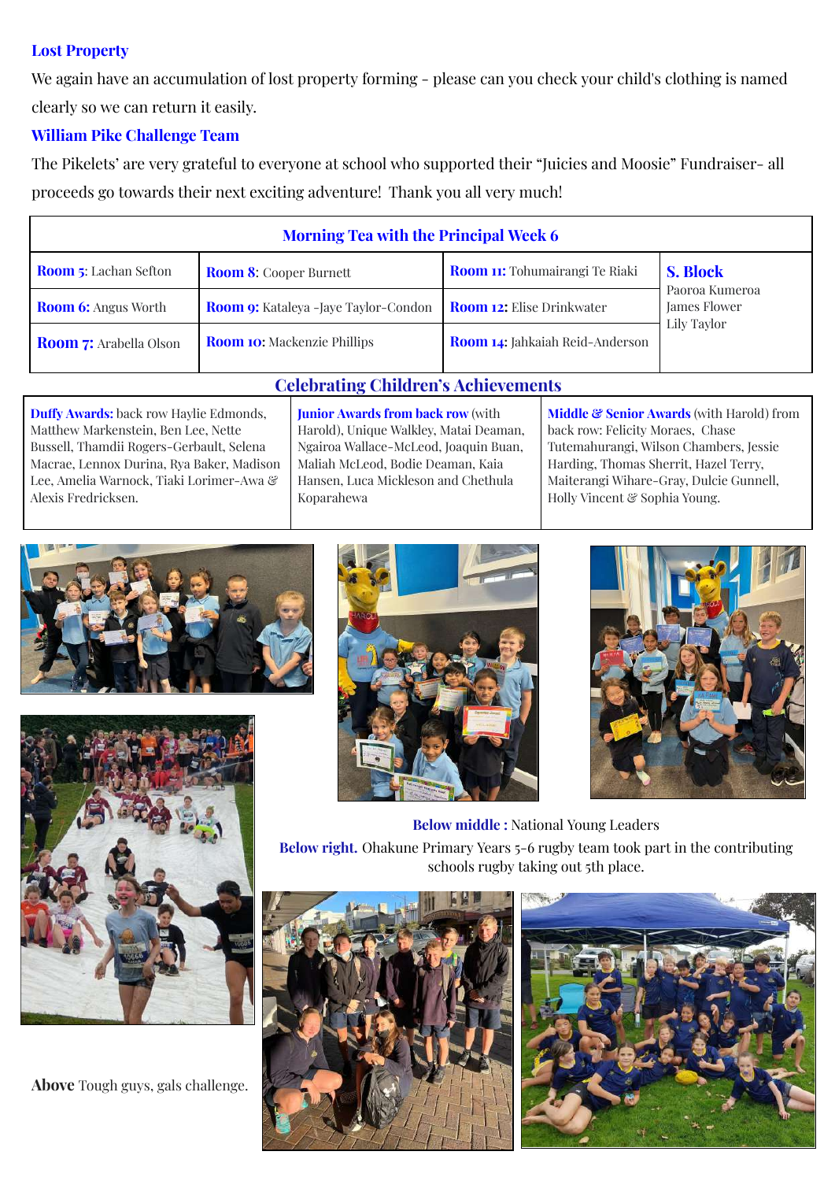### Lost Property

We again have an accumulation of lost property forming - please can you check your child's clothing is named clearly so we can return it easily.

### William Pike Challenge Team

The Pikelets' are very grateful to everyone at school who supported their "Juicies and Moosie" Fundraiser- all proceeds go towards their next exciting adventure! Thank you all very much!

| Morning Tea with the Principal Week 6 | | | |
|---|---|---|---|
| **Room 5**: Lachan Sefton | **Room 8**: Cooper Burnett | **Room 11:** Tohumairangi Te Riaki | **S. Block** Paoroa Kumeroa James Flower Lily Taylor |
| **Room 6:** Angus Worth | **Room 9:** Kataleya -Jaye Taylor-Condon | **Room 12:** Elise Drinkwater | |
| **Room 7:** Arabella Olson | **Room 10:** Mackenzie Phillips | **Room 14:** Jahkaiah Reid-Anderson | |

## Celebrating Children's Achievements

| | | |
|---|---|---|
| **Duffy Awards:** back row Haylie Edmonds, Matthew Markenstein, Ben Lee, Nette Bussell, Thamdii Rogers-Gerbault, Selena Macrae, Lennox Durina, Rya Baker, Madison Lee, Amelia Warnock, Tiaki Lorimer-Awa & Alexis Fredricksen. | **Junior Awards from back row** (with Harold), Unique Walkley, Matai Deaman, Ngairoa Wallace-McLeod, Joaquin Buan, Maliah McLeod, Bodie Deaman, Kaia Hansen, Luca Mickleson and Chethula Koparahewa | **Middle & Senior Awards** (with Harold) from back row: Felicity Moraes, Chase Tutemahurangi, Wilson Chambers, Jessie Harding, Thomas Sherrit, Hazel Terry, Maiterangi Wihare-Gray, Dulcie Gunnell, Holly Vincent & Sophia Young. |

**Below middle :** National Young Leaders

**Below right.** Ohakune Primary Years 5-6 rugby team took part in the contributing schools rugby taking out 5th place.

**Above** Tough guys, gals challenge.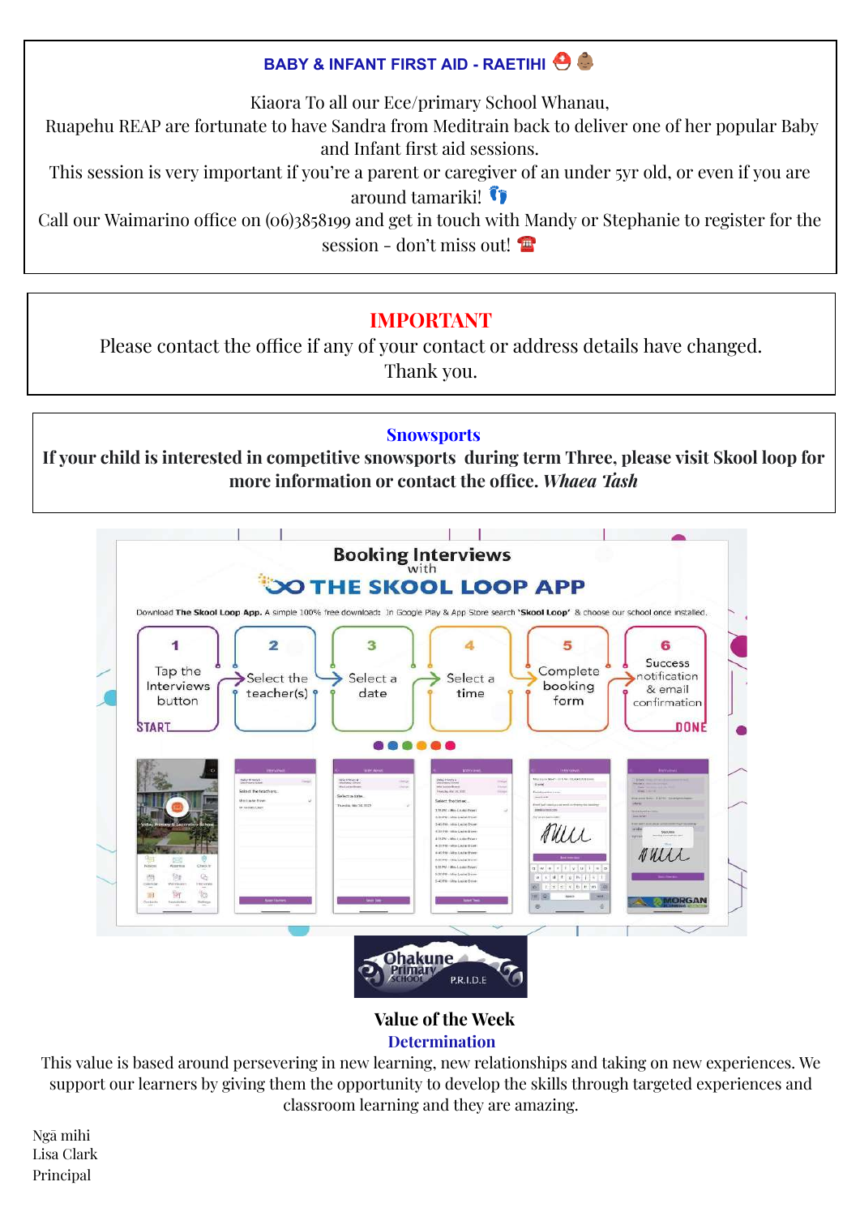## BABY & INFANT FIRST AID - RAETIHI ⛑️ 👶🏾

Kiaora To all our Ece/primary School Whanau,
Ruapehu REAP are fortunate to have Sandra from Meditrain back to deliver one of her popular Baby and Infant first aid sessions.
This session is very important if you're a parent or caregiver of an under 5yr old, or even if you are around tamariki! 👣
Call our Waimarino office on (06)3858199 and get in touch with Mandy or Stephanie to register for the session - don't miss out! ☎️

## IMPORTANT

Please contact the office if any of your contact or address details have changed.
Thank you.

## Snowsports

**If your child is interested in competitive snowsports during term Three, please visit Skool loop for more information or contact the office.** ***Whaea Tash***

Booking Interviews with THE SKOOL LOOP APP

Download The Skool Loop App. A simple 100% free download: In Google Play & App Store search 'Skool Loop' & choose our school once installed.

1 Tap the Interviews button (START)
2 Select the teacher(s)
3 Select a date
4 Select a time
5 Complete booking form
6 Success notification & email confirmation (DONE)

Ohakune Primary School P.R.I.D.E

### Value of the Week

**Determination**

This value is based around persevering in new learning, new relationships and taking on new experiences. We support our learners by giving them the opportunity to develop the skills through targeted experiences and classroom learning and they are amazing.

Ngā mihi
Lisa Clark
Principal